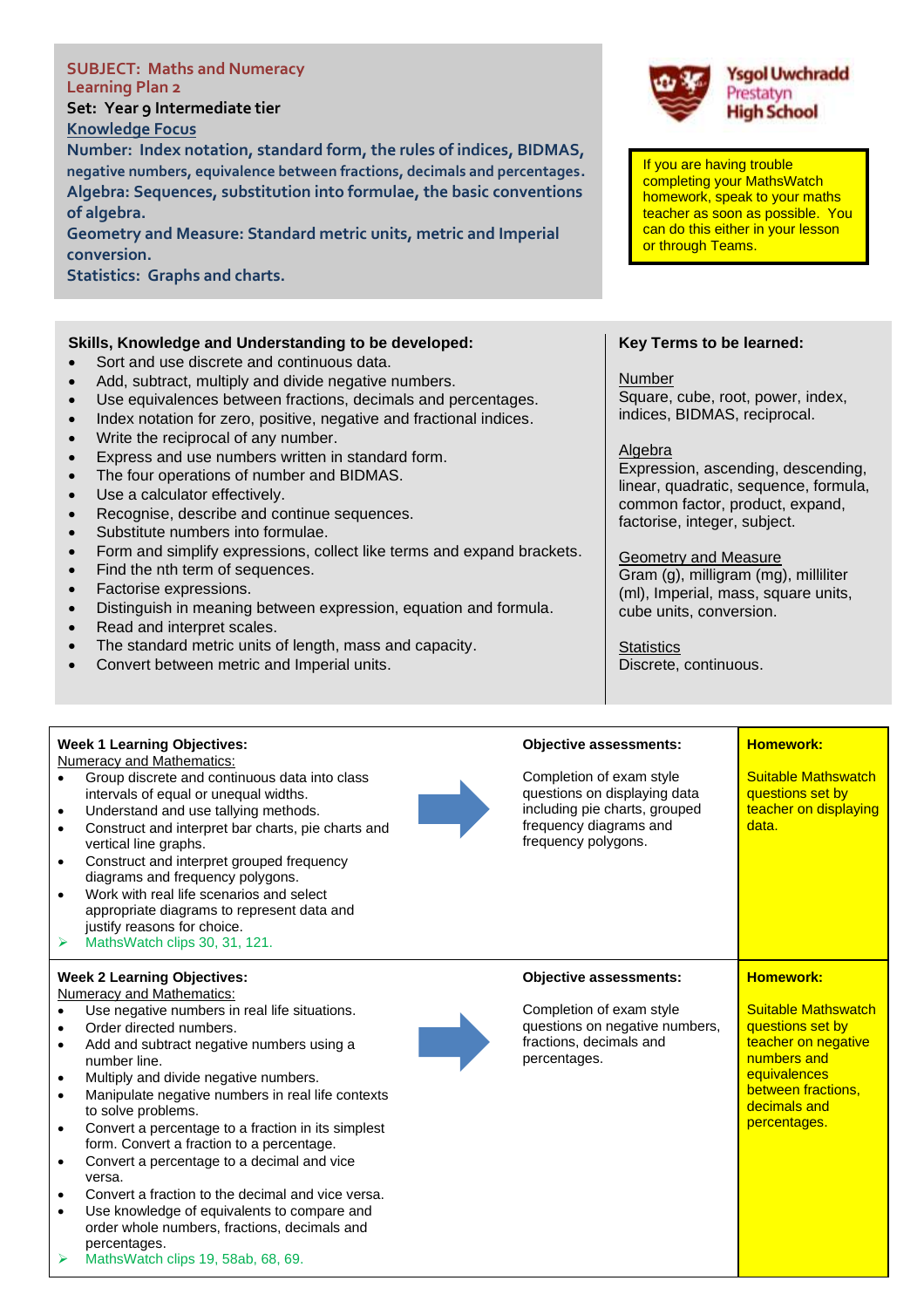**SUBJECT: Maths and Numeracy**
**Learning Plan 2**

**Set: Year 9 Intermediate tier**

**Knowledge Focus**

**Number: Index notation, standard form, the rules of indices, BIDMAS, negative numbers, equivalence between fractions, decimals and percentages.**

**Algebra: Sequences, substitution into formulae, the basic conventions of algebra.**

**Geometry and Measure: Standard metric units, metric and Imperial conversion.**

**Statistics: Graphs and charts.**

Ysgol Uwchradd Prestatyn High School

If you are having trouble completing your MathsWatch homework, speak to your maths teacher as soon as possible. You can do this either in your lesson or through Teams.

**Skills, Knowledge and Understanding to be developed:**

- Sort and use discrete and continuous data.
- Add, subtract, multiply and divide negative numbers.
- Use equivalences between fractions, decimals and percentages.
- Index notation for zero, positive, negative and fractional indices.
- Write the reciprocal of any number.
- Express and use numbers written in standard form.
- The four operations of number and BIDMAS.
- Use a calculator effectively.
- Recognise, describe and continue sequences.
- Substitute numbers into formulae.
- Form and simplify expressions, collect like terms and expand brackets.
- Find the nth term of sequences.
- Factorise expressions.
- Distinguish in meaning between expression, equation and formula.
- Read and interpret scales.
- The standard metric units of length, mass and capacity.
- Convert between metric and Imperial units.

**Key Terms to be learned:**

Number
Square, cube, root, power, index, indices, BIDMAS, reciprocal.

Algebra
Expression, ascending, descending, linear, quadratic, sequence, formula, common factor, product, expand, factorise, integer, subject.

Geometry and Measure
Gram (g), milligram (mg), milliliter (ml), Imperial, mass, square units, cube units, conversion.

Statistics
Discrete, continuous.

| Learning Objectives | Objective assessments | Homework |
|---|---|---|
| **Week 1 Learning Objectives:**<br>Numeracy and Mathematics:<br>• Group discrete and continuous data into class intervals of equal or unequal widths.<br>• Understand and use tallying methods.<br>• Construct and interpret bar charts, pie charts and vertical line graphs.<br>• Construct and interpret grouped frequency diagrams and frequency polygons.<br>• Work with real life scenarios and select appropriate diagrams to represent data and justify reasons for choice.<br>➢ MathsWatch clips 30, 31, 121. | **Objective assessments:**<br>Completion of exam style questions on displaying data including pie charts, grouped frequency diagrams and frequency polygons. | **Homework:**<br>Suitable Mathswatch questions set by teacher on displaying data. |
| **Week 2 Learning Objectives:**<br>Numeracy and Mathematics:<br>• Use negative numbers in real life situations.<br>• Order directed numbers.<br>• Add and subtract negative numbers using a number line.<br>• Multiply and divide negative numbers.<br>• Manipulate negative numbers in real life contexts to solve problems.<br>• Convert a percentage to a fraction in its simplest form. Convert a fraction to a percentage.<br>• Convert a percentage to a decimal and vice versa.<br>• Convert a fraction to the decimal and vice versa.<br>• Use knowledge of equivalents to compare and order whole numbers, fractions, decimals and percentages.<br>➢ MathsWatch clips 19, 58ab, 68, 69. | **Objective assessments:**<br>Completion of exam style questions on negative numbers, fractions, decimals and percentages. | **Homework:**<br>Suitable Mathswatch questions set by teacher on negative numbers and equivalences between fractions, decimals and percentages. |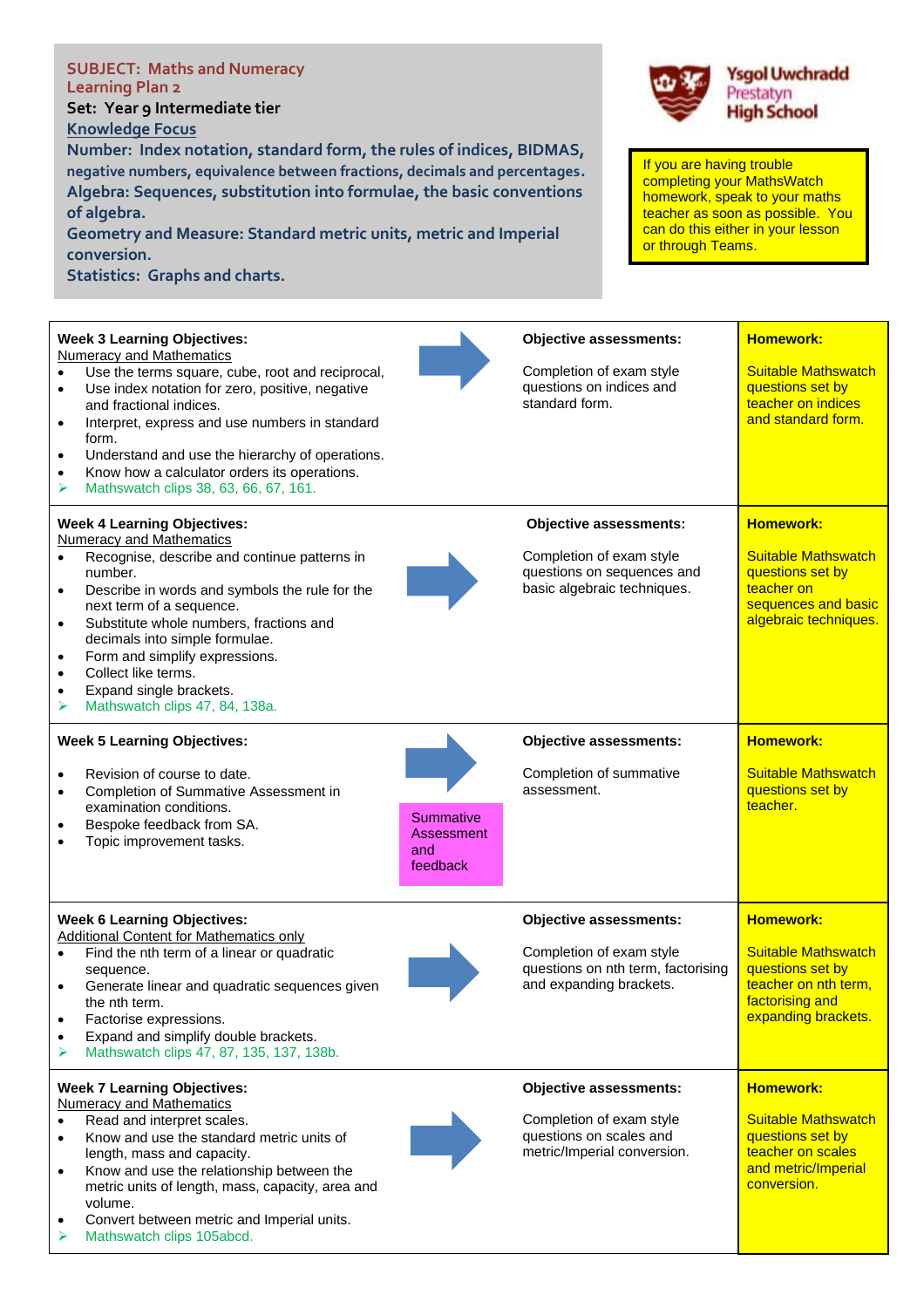**SUBJECT: Maths and Numeracy**
**Learning Plan 2**
**Set: Year 9 Intermediate tier**
**Knowledge Focus**
**Number: Index notation, standard form, the rules of indices, BIDMAS, negative numbers, equivalence between fractions, decimals and percentages.**
**Algebra: Sequences, substitution into formulae, the basic conventions of algebra.**
**Geometry and Measure: Standard metric units, metric and Imperial conversion.**
**Statistics: Graphs and charts.**

Ysgol Uwchradd Prestatyn High School

If you are having trouble completing your MathsWatch homework, speak to your maths teacher as soon as possible. You can do this either in your lesson or through Teams.

| Learning Objectives | | Objective assessments | Homework |
|---|---|---|---|
| **Week 3 Learning Objectives:**<br>Numeracy and Mathematics<br>• Use the terms square, cube, root and reciprocal,<br>• Use index notation for zero, positive, negative and fractional indices.<br>• Interpret, express and use numbers in standard form.<br>• Understand and use the hierarchy of operations.<br>• Know how a calculator orders its operations.<br>➢ Mathswatch clips 38, 63, 66, 67, 161. | | **Objective assessments:**<br>Completion of exam style questions on indices and standard form. | **Homework:**<br>Suitable Mathswatch questions set by teacher on indices and standard form. |
| **Week 4 Learning Objectives:**<br>Numeracy and Mathematics<br>• Recognise, describe and continue patterns in number.<br>• Describe in words and symbols the rule for the next term of a sequence.<br>• Substitute whole numbers, fractions and decimals into simple formulae.<br>• Form and simplify expressions.<br>• Collect like terms.<br>• Expand single brackets.<br>➢ Mathswatch clips 47, 84, 138a. | | **Objective assessments:**<br>Completion of exam style questions on sequences and basic algebraic techniques. | **Homework:**<br>Suitable Mathswatch questions set by teacher on sequences and basic algebraic techniques. |
| **Week 5 Learning Objectives:**<br>• Revision of course to date.<br>• Completion of Summative Assessment in examination conditions.<br>• Bespoke feedback from SA.<br>• Topic improvement tasks. | Summative Assessment and feedback | **Objective assessments:**<br>Completion of summative assessment. | **Homework:**<br>Suitable Mathswatch questions set by teacher. |
| **Week 6 Learning Objectives:**<br>Additional Content for Mathematics only<br>• Find the nth term of a linear or quadratic sequence.<br>• Generate linear and quadratic sequences given the nth term.<br>• Factorise expressions.<br>• Expand and simplify double brackets.<br>➢ Mathswatch clips 47, 87, 135, 137, 138b. | | **Objective assessments:**<br>Completion of exam style questions on nth term, factorising and expanding brackets. | **Homework:**<br>Suitable Mathswatch questions set by teacher on nth term, factorising and expanding brackets. |
| **Week 7 Learning Objectives:**<br>Numeracy and Mathematics<br>• Read and interpret scales.<br>• Know and use the standard metric units of length, mass and capacity.<br>• Know and use the relationship between the metric units of length, mass, capacity, area and volume.<br>• Convert between metric and Imperial units.<br>➢ Mathswatch clips 105abcd. | | **Objective assessments:**<br>Completion of exam style questions on scales and metric/Imperial conversion. | **Homework:**<br>Suitable Mathswatch questions set by teacher on scales and metric/Imperial conversion. |